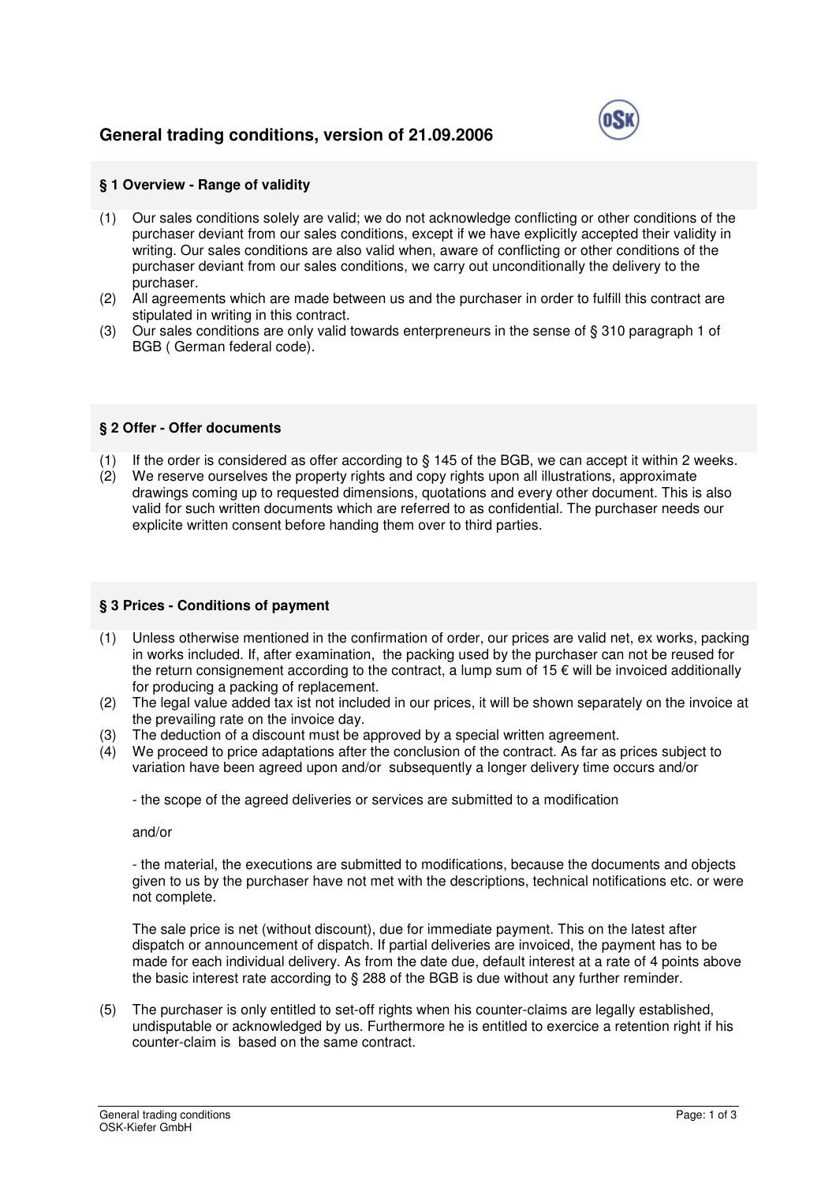# General trading conditions, version of 21.09.2006

## § 1 Overview - Range of validity

(1) Our sales conditions solely are valid; we do not acknowledge conflicting or other conditions of the purchaser deviant from our sales conditions, except if we have explicitly accepted their validity in writing. Our sales conditions are also valid when, aware of conflicting or other conditions of the purchaser deviant from our sales conditions, we carry out unconditionally the delivery to the purchaser.

(2) All agreements which are made between us and the purchaser in order to fulfill this contract are stipulated in writing in this contract.

(3) Our sales conditions are only valid towards enterpreneurs in the sense of § 310 paragraph 1 of BGB ( German federal code).

## § 2 Offer - Offer documents

(1) If the order is considered as offer according to § 145 of the BGB, we can accept it within 2 weeks.

(2) We reserve ourselves the property rights and copy rights upon all illustrations, approximate drawings coming up to requested dimensions, quotations and every other document. This is also valid for such written documents which are referred to as confidential. The purchaser needs our explicite written consent before handing them over to third parties.

## § 3 Prices - Conditions of payment

(1) Unless otherwise mentioned in the confirmation of order, our prices are valid net, ex works, packing in works included. If, after examination, the packing used by the purchaser can not be reused for the return consignement according to the contract, a lump sum of 15 € will be invoiced additionally for producing a packing of replacement.

(2) The legal value added tax ist not included in our prices, it will be shown separately on the invoice at the prevailing rate on the invoice day.

(3) The deduction of a discount must be approved by a special written agreement.

(4) We proceed to price adaptations after the conclusion of the contract. As far as prices subject to variation have been agreed upon and/or subsequently a longer delivery time occurs and/or

- the scope of the agreed deliveries or services are submitted to a modification

and/or

- the material, the executions are submitted to modifications, because the documents and objects given to us by the purchaser have not met with the descriptions, technical notifications etc. or were not complete.

The sale price is net (without discount), due for immediate payment. This on the latest after dispatch or announcement of dispatch. If partial deliveries are invoiced, the payment has to be made for each individual delivery. As from the date due, default interest at a rate of 4 points above the basic interest rate according to § 288 of the BGB is due without any further reminder.

(5) The purchaser is only entitled to set-off rights when his counter-claims are legally established, undisputable or acknowledged by us. Furthermore he is entitled to exercice a retention right if his counter-claim is based on the same contract.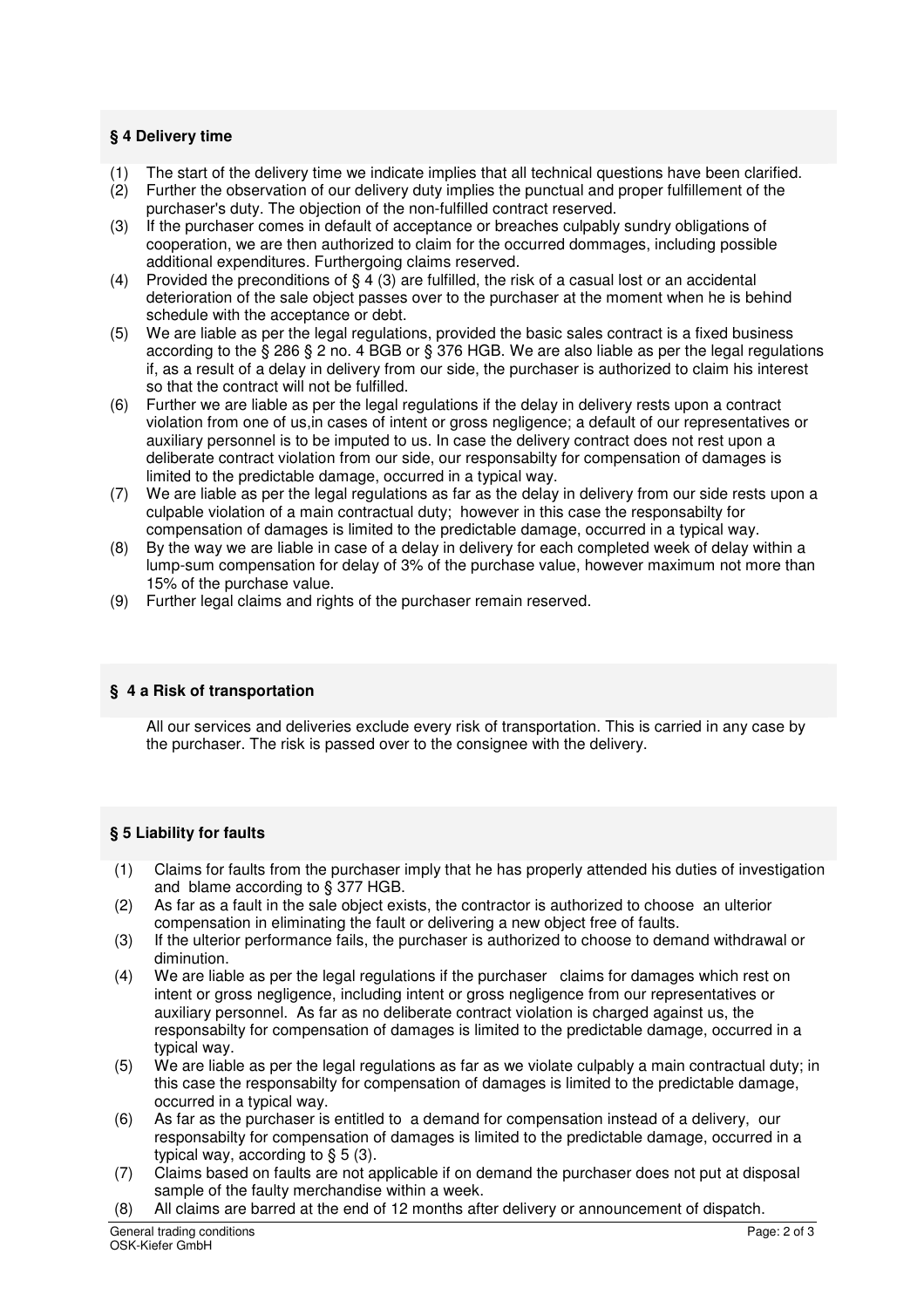## § 4 Delivery time

(1) The start of the delivery time we indicate implies that all technical questions have been clarified.
(2) Further the observation of our delivery duty implies the punctual and proper fulfillement of the purchaser's duty. The objection of the non-fulfilled contract reserved.
(3) If the purchaser comes in default of acceptance or breaches culpably sundry obligations of cooperation, we are then authorized to claim for the occurred dommages, including possible additional expenditures. Furthergoing claims reserved.
(4) Provided the preconditions of § 4 (3) are fulfilled, the risk of a casual lost or an accidental deterioration of the sale object passes over to the purchaser at the moment when he is behind schedule with the acceptance or debt.
(5) We are liable as per the legal regulations, provided the basic sales contract is a fixed business according to the § 286 § 2 no. 4 BGB or § 376 HGB. We are also liable as per the legal regulations if, as a result of a delay in delivery from our side, the purchaser is authorized to claim his interest so that the contract will not be fulfilled.
(6) Further we are liable as per the legal regulations if the delay in delivery rests upon a contract violation from one of us,in cases of intent or gross negligence; a default of our representatives or auxiliary personnel is to be imputed to us. In case the delivery contract does not rest upon a deliberate contract violation from our side, our responsabilty for compensation of damages is limited to the predictable damage, occurred in a typical way.
(7) We are liable as per the legal regulations as far as the delay in delivery from our side rests upon a culpable violation of a main contractual duty; however in this case the responsabilty for compensation of damages is limited to the predictable damage, occurred in a typical way.
(8) By the way we are liable in case of a delay in delivery for each completed week of delay within a lump-sum compensation for delay of 3% of the purchase value, however maximum not more than 15% of the purchase value.
(9) Further legal claims and rights of the purchaser remain reserved.

## § 4 a Risk of transportation

All our services and deliveries exclude every risk of transportation. This is carried in any case by the purchaser. The risk is passed over to the consignee with the delivery.

## § 5 Liability for faults

(1) Claims for faults from the purchaser imply that he has properly attended his duties of investigation and blame according to § 377 HGB.
(2) As far as a fault in the sale object exists, the contractor is authorized to choose an ulterior compensation in eliminating the fault or delivering a new object free of faults.
(3) If the ulterior performance fails, the purchaser is authorized to choose to demand withdrawal or diminution.
(4) We are liable as per the legal regulations if the purchaser claims for damages which rest on intent or gross negligence, including intent or gross negligence from our representatives or auxiliary personnel. As far as no deliberate contract violation is charged against us, the responsabilty for compensation of damages is limited to the predictable damage, occurred in a typical way.
(5) We are liable as per the legal regulations as far as we violate culpably a main contractual duty; in this case the responsabilty for compensation of damages is limited to the predictable damage, occurred in a typical way.
(6) As far as the purchaser is entitled to a demand for compensation instead of a delivery, our responsabilty for compensation of damages is limited to the predictable damage, occurred in a typical way, according to § 5 (3).
(7) Claims based on faults are not applicable if on demand the purchaser does not put at disposal sample of the faulty merchandise within a week.
(8) All claims are barred at the end of 12 months after delivery or announcement of dispatch.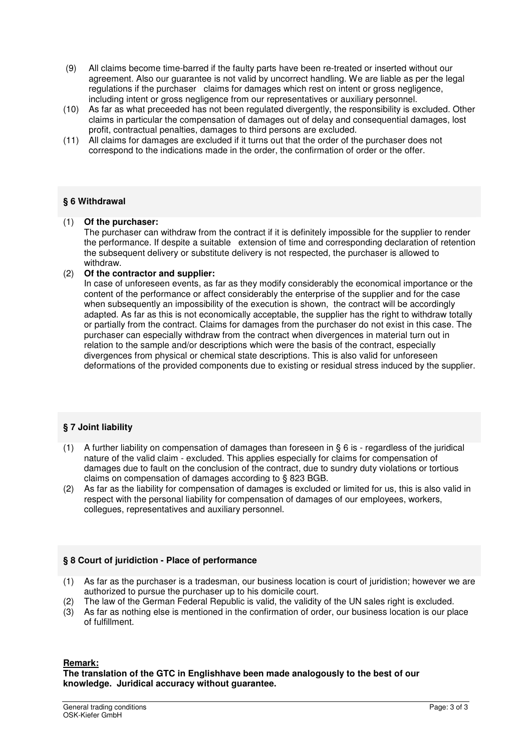(9) All claims become time-barred if the faulty parts have been re-treated or inserted without our agreement. Also our guarantee is not valid by uncorrect handling. We are liable as per the legal regulations if the purchaser claims for damages which rest on intent or gross negligence, including intent or gross negligence from our representatives or auxiliary personnel.

(10) As far as what preceeded has not been regulated divergently, the responsibility is excluded. Other claims in particular the compensation of damages out of delay and consequential damages, lost profit, contractual penalties, damages to third persons are excluded.

(11) All claims for damages are excluded if it turns out that the order of the purchaser does not correspond to the indications made in the order, the confirmation of order or the offer.

## § 6 Withdrawal

(1) **Of the purchaser:**
The purchaser can withdraw from the contract if it is definitely impossible for the supplier to render the performance. If despite a suitable extension of time and corresponding declaration of retention the subsequent delivery or substitute delivery is not respected, the purchaser is allowed to withdraw.

(2) **Of the contractor and supplier:**
In case of unforeseen events, as far as they modify considerably the economical importance or the content of the performance or affect considerably the enterprise of the supplier and for the case when subsequently an impossibility of the execution is shown, the contract will be accordingly adapted. As far as this is not economically acceptable, the supplier has the right to withdraw totally or partially from the contract. Claims for damages from the purchaser do not exist in this case. The purchaser can especially withdraw from the contract when divergences in material turn out in relation to the sample and/or descriptions which were the basis of the contract, especially divergences from physical or chemical state descriptions. This is also valid for unforeseen deformations of the provided components due to existing or residual stress induced by the supplier.

## § 7 Joint liability

(1) A further liability on compensation of damages than foreseen in § 6 is - regardless of the juridical nature of the valid claim - excluded. This applies especially for claims for compensation of damages due to fault on the conclusion of the contract, due to sundry duty violations or tortious claims on compensation of damages according to § 823 BGB.

(2) As far as the liability for compensation of damages is excluded or limited for us, this is also valid in respect with the personal liability for compensation of damages of our employees, workers, collegues, representatives and auxiliary personnel.

## § 8 Court of juridiction - Place of performance

(1) As far as the purchaser is a tradesman, our business location is court of juridistion; however we are authorized to pursue the purchaser up to his domicile court.

(2) The law of the German Federal Republic is valid, the validity of the UN sales right is excluded.

(3) As far as nothing else is mentioned in the confirmation of order, our business location is our place of fulfillment.

**Remark:**
**The translation of the GTC in Englishhave been made analogously to the best of our knowledge. Juridical accuracy without guarantee.**